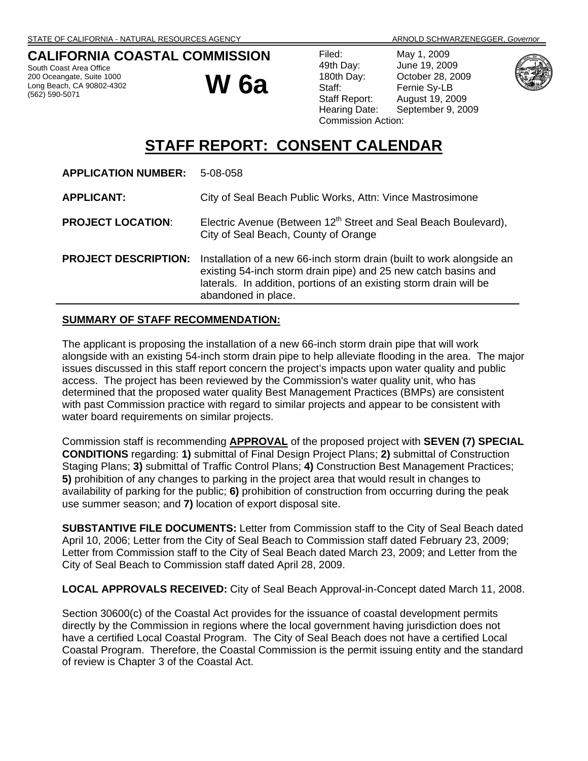STATE OF CALIFORNIA - NATURAL RESOURCES AGENCY ARNOLD SCHWARZENEGGER, *Governor*

**CALIFORNIA COASTAL COMMISSION**
South Coast Area Office
200 Oceangate, Suite 1000
Long Beach, CA 90802-4302
(562) 590-5071

# W 6a

Filed: May 1, 2009
49th Day: June 19, 2009
180th Day: October 28, 2009
Staff: Fernie Sy-LB
Staff Report: August 19, 2009
Hearing Date: September 9, 2009
Commission Action:

# STAFF REPORT: CONSENT CALENDAR

**APPLICATION NUMBER:** 5-08-058

**APPLICANT:** City of Seal Beach Public Works, Attn: Vince Mastrosimone

**PROJECT LOCATION:** Electric Avenue (Between 12th Street and Seal Beach Boulevard), City of Seal Beach, County of Orange

**PROJECT DESCRIPTION:** Installation of a new 66-inch storm drain (built to work alongside an existing 54-inch storm drain pipe) and 25 new catch basins and laterals. In addition, portions of an existing storm drain will be abandoned in place.

**SUMMARY OF STAFF RECOMMENDATION:**

The applicant is proposing the installation of a new 66-inch storm drain pipe that will work alongside with an existing 54-inch storm drain pipe to help alleviate flooding in the area. The major issues discussed in this staff report concern the project's impacts upon water quality and public access. The project has been reviewed by the Commission's water quality unit, who has determined that the proposed water quality Best Management Practices (BMPs) are consistent with past Commission practice with regard to similar projects and appear to be consistent with water board requirements on similar projects.

Commission staff is recommending **APPROVAL** of the proposed project with **SEVEN (7) SPECIAL CONDITIONS** regarding: **1)** submittal of Final Design Project Plans; **2)** submittal of Construction Staging Plans; **3)** submittal of Traffic Control Plans; **4)** Construction Best Management Practices; **5)** prohibition of any changes to parking in the project area that would result in changes to availability of parking for the public; **6)** prohibition of construction from occurring during the peak use summer season; and **7)** location of export disposal site.

**SUBSTANTIVE FILE DOCUMENTS:** Letter from Commission staff to the City of Seal Beach dated April 10, 2006; Letter from the City of Seal Beach to Commission staff dated February 23, 2009; Letter from Commission staff to the City of Seal Beach dated March 23, 2009; and Letter from the City of Seal Beach to Commission staff dated April 28, 2009.

**LOCAL APPROVALS RECEIVED:** City of Seal Beach Approval-in-Concept dated March 11, 2008.

Section 30600(c) of the Coastal Act provides for the issuance of coastal development permits directly by the Commission in regions where the local government having jurisdiction does not have a certified Local Coastal Program. The City of Seal Beach does not have a certified Local Coastal Program. Therefore, the Coastal Commission is the permit issuing entity and the standard of review is Chapter 3 of the Coastal Act.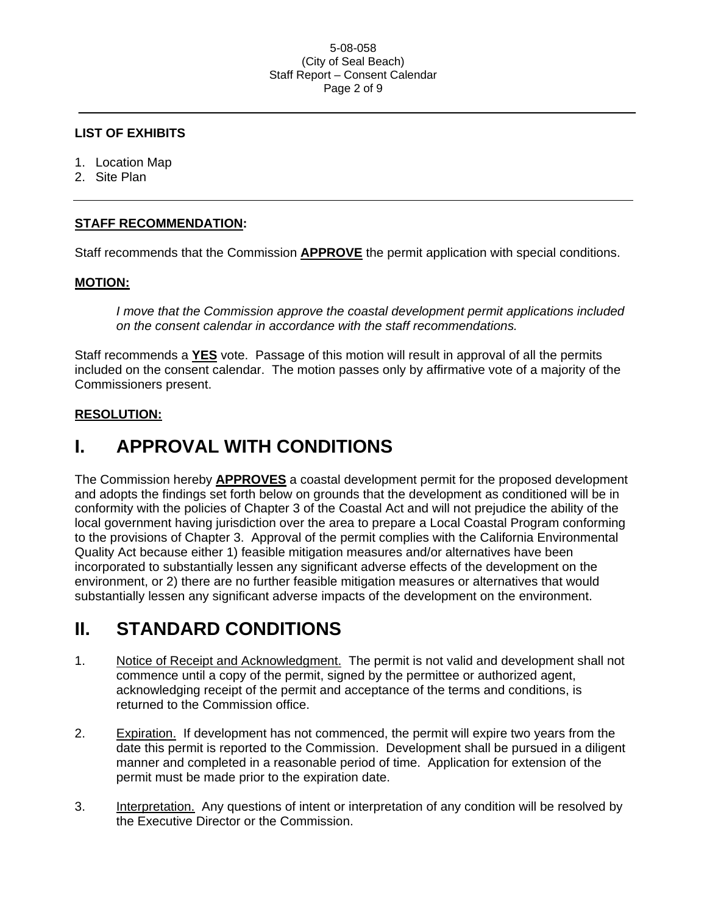**LIST OF EXHIBITS**

1. Location Map
2. Site Plan

---

**STAFF RECOMMENDATION:**

Staff recommends that the Commission **APPROVE** the permit application with special conditions.

**MOTION:**

> *I move that the Commission approve the coastal development permit applications included on the consent calendar in accordance with the staff recommendations.*

Staff recommends a **YES** vote. Passage of this motion will result in approval of all the permits included on the consent calendar. The motion passes only by affirmative vote of a majority of the Commissioners present.

**RESOLUTION:**

# I. APPROVAL WITH CONDITIONS

The Commission hereby **APPROVES** a coastal development permit for the proposed development and adopts the findings set forth below on grounds that the development as conditioned will be in conformity with the policies of Chapter 3 of the Coastal Act and will not prejudice the ability of the local government having jurisdiction over the area to prepare a Local Coastal Program conforming to the provisions of Chapter 3. Approval of the permit complies with the California Environmental Quality Act because either 1) feasible mitigation measures and/or alternatives have been incorporated to substantially lessen any significant adverse effects of the development on the environment, or 2) there are no further feasible mitigation measures or alternatives that would substantially lessen any significant adverse impacts of the development on the environment.

# II. STANDARD CONDITIONS

1. Notice of Receipt and Acknowledgment. The permit is not valid and development shall not commence until a copy of the permit, signed by the permittee or authorized agent, acknowledging receipt of the permit and acceptance of the terms and conditions, is returned to the Commission office.

2. Expiration. If development has not commenced, the permit will expire two years from the date this permit is reported to the Commission. Development shall be pursued in a diligent manner and completed in a reasonable period of time. Application for extension of the permit must be made prior to the expiration date.

3. Interpretation. Any questions of intent or interpretation of any condition will be resolved by the Executive Director or the Commission.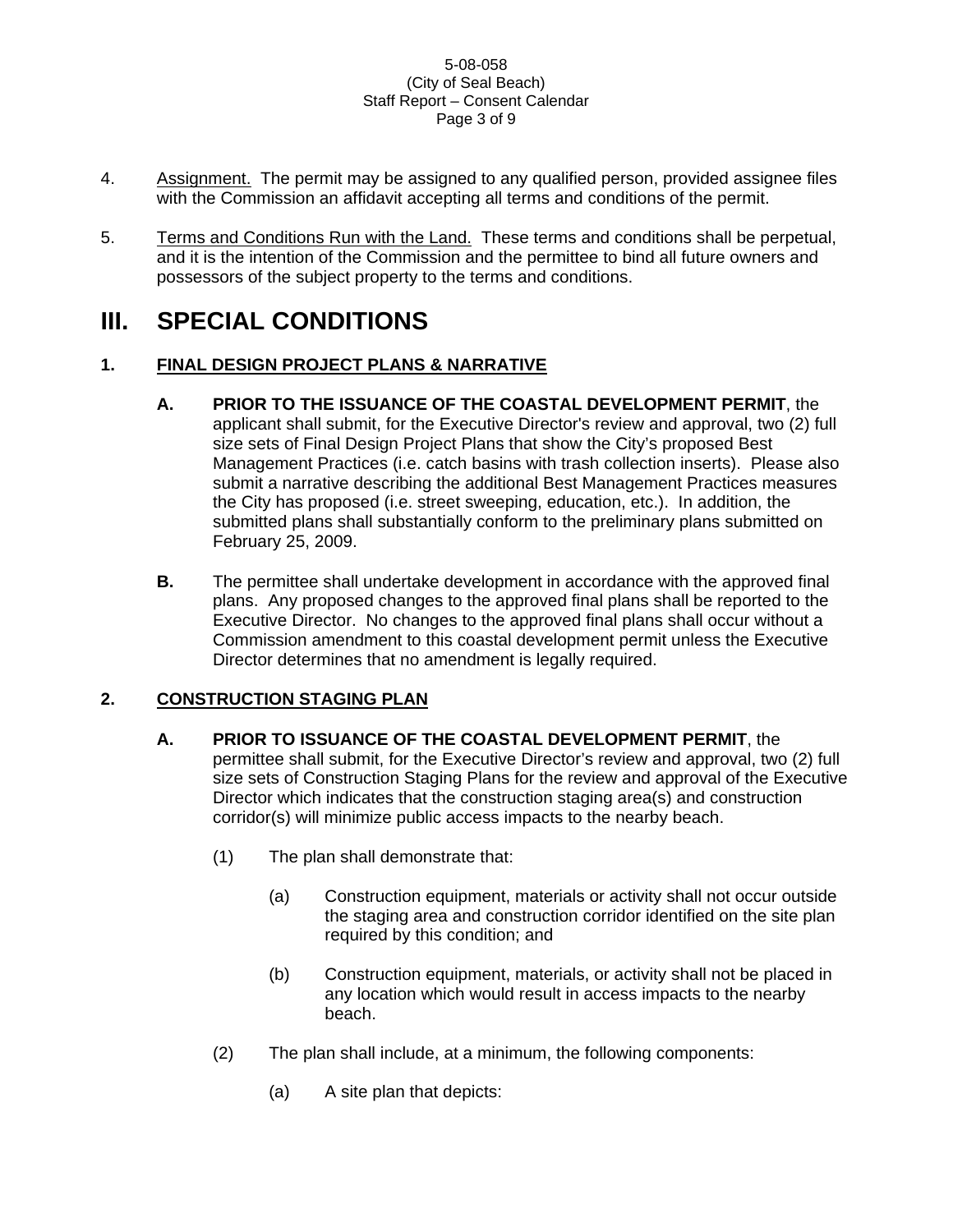4. Assignment. The permit may be assigned to any qualified person, provided assignee files with the Commission an affidavit accepting all terms and conditions of the permit.

5. Terms and Conditions Run with the Land. These terms and conditions shall be perpetual, and it is the intention of the Commission and the permittee to bind all future owners and possessors of the subject property to the terms and conditions.

# III. SPECIAL CONDITIONS

## 1. FINAL DESIGN PROJECT PLANS & NARRATIVE

**A.** **PRIOR TO THE ISSUANCE OF THE COASTAL DEVELOPMENT PERMIT**, the applicant shall submit, for the Executive Director's review and approval, two (2) full size sets of Final Design Project Plans that show the City's proposed Best Management Practices (i.e. catch basins with trash collection inserts). Please also submit a narrative describing the additional Best Management Practices measures the City has proposed (i.e. street sweeping, education, etc.). In addition, the submitted plans shall substantially conform to the preliminary plans submitted on February 25, 2009.

**B.** The permittee shall undertake development in accordance with the approved final plans. Any proposed changes to the approved final plans shall be reported to the Executive Director. No changes to the approved final plans shall occur without a Commission amendment to this coastal development permit unless the Executive Director determines that no amendment is legally required.

## 2. CONSTRUCTION STAGING PLAN

**A.** **PRIOR TO ISSUANCE OF THE COASTAL DEVELOPMENT PERMIT**, the permittee shall submit, for the Executive Director's review and approval, two (2) full size sets of Construction Staging Plans for the review and approval of the Executive Director which indicates that the construction staging area(s) and construction corridor(s) will minimize public access impacts to the nearby beach.

(1) The plan shall demonstrate that:

(a) Construction equipment, materials or activity shall not occur outside the staging area and construction corridor identified on the site plan required by this condition; and

(b) Construction equipment, materials, or activity shall not be placed in any location which would result in access impacts to the nearby beach.

(2) The plan shall include, at a minimum, the following components:

(a) A site plan that depicts: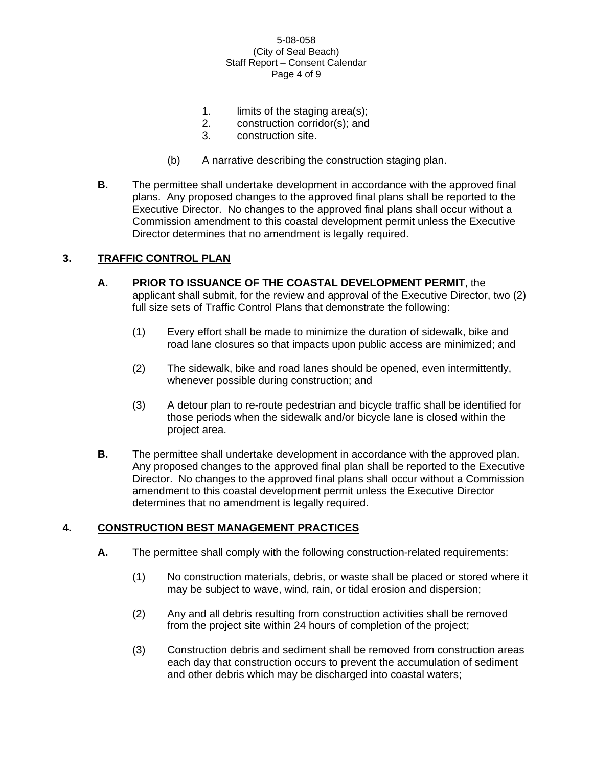1. limits of the staging area(s);
2. construction corridor(s); and
3. construction site.

(b) A narrative describing the construction staging plan.

**B.** The permittee shall undertake development in accordance with the approved final plans. Any proposed changes to the approved final plans shall be reported to the Executive Director. No changes to the approved final plans shall occur without a Commission amendment to this coastal development permit unless the Executive Director determines that no amendment is legally required.

## 3. TRAFFIC CONTROL PLAN

**A. PRIOR TO ISSUANCE OF THE COASTAL DEVELOPMENT PERMIT**, the applicant shall submit, for the review and approval of the Executive Director, two (2) full size sets of Traffic Control Plans that demonstrate the following:

(1) Every effort shall be made to minimize the duration of sidewalk, bike and road lane closures so that impacts upon public access are minimized; and

(2) The sidewalk, bike and road lanes should be opened, even intermittently, whenever possible during construction; and

(3) A detour plan to re-route pedestrian and bicycle traffic shall be identified for those periods when the sidewalk and/or bicycle lane is closed within the project area.

**B.** The permittee shall undertake development in accordance with the approved plan. Any proposed changes to the approved final plan shall be reported to the Executive Director. No changes to the approved final plans shall occur without a Commission amendment to this coastal development permit unless the Executive Director determines that no amendment is legally required.

## 4. CONSTRUCTION BEST MANAGEMENT PRACTICES

**A.** The permittee shall comply with the following construction-related requirements:

(1) No construction materials, debris, or waste shall be placed or stored where it may be subject to wave, wind, rain, or tidal erosion and dispersion;

(2) Any and all debris resulting from construction activities shall be removed from the project site within 24 hours of completion of the project;

(3) Construction debris and sediment shall be removed from construction areas each day that construction occurs to prevent the accumulation of sediment and other debris which may be discharged into coastal waters;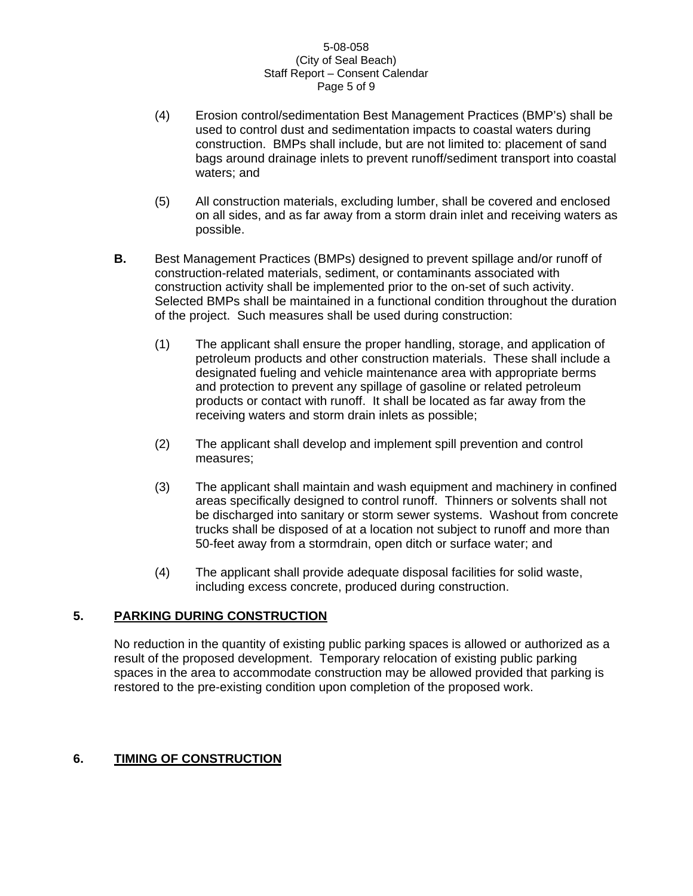(4) Erosion control/sedimentation Best Management Practices (BMP's) shall be used to control dust and sedimentation impacts to coastal waters during construction. BMPs shall include, but are not limited to: placement of sand bags around drainage inlets to prevent runoff/sediment transport into coastal waters; and

(5) All construction materials, excluding lumber, shall be covered and enclosed on all sides, and as far away from a storm drain inlet and receiving waters as possible.

**B.** Best Management Practices (BMPs) designed to prevent spillage and/or runoff of construction-related materials, sediment, or contaminants associated with construction activity shall be implemented prior to the on-set of such activity. Selected BMPs shall be maintained in a functional condition throughout the duration of the project. Such measures shall be used during construction:

(1) The applicant shall ensure the proper handling, storage, and application of petroleum products and other construction materials. These shall include a designated fueling and vehicle maintenance area with appropriate berms and protection to prevent any spillage of gasoline or related petroleum products or contact with runoff. It shall be located as far away from the receiving waters and storm drain inlets as possible;

(2) The applicant shall develop and implement spill prevention and control measures;

(3) The applicant shall maintain and wash equipment and machinery in confined areas specifically designed to control runoff. Thinners or solvents shall not be discharged into sanitary or storm sewer systems. Washout from concrete trucks shall be disposed of at a location not subject to runoff and more than 50-feet away from a stormdrain, open ditch or surface water; and

(4) The applicant shall provide adequate disposal facilities for solid waste, including excess concrete, produced during construction.

## 5. PARKING DURING CONSTRUCTION

No reduction in the quantity of existing public parking spaces is allowed or authorized as a result of the proposed development. Temporary relocation of existing public parking spaces in the area to accommodate construction may be allowed provided that parking is restored to the pre-existing condition upon completion of the proposed work.

## 6. TIMING OF CONSTRUCTION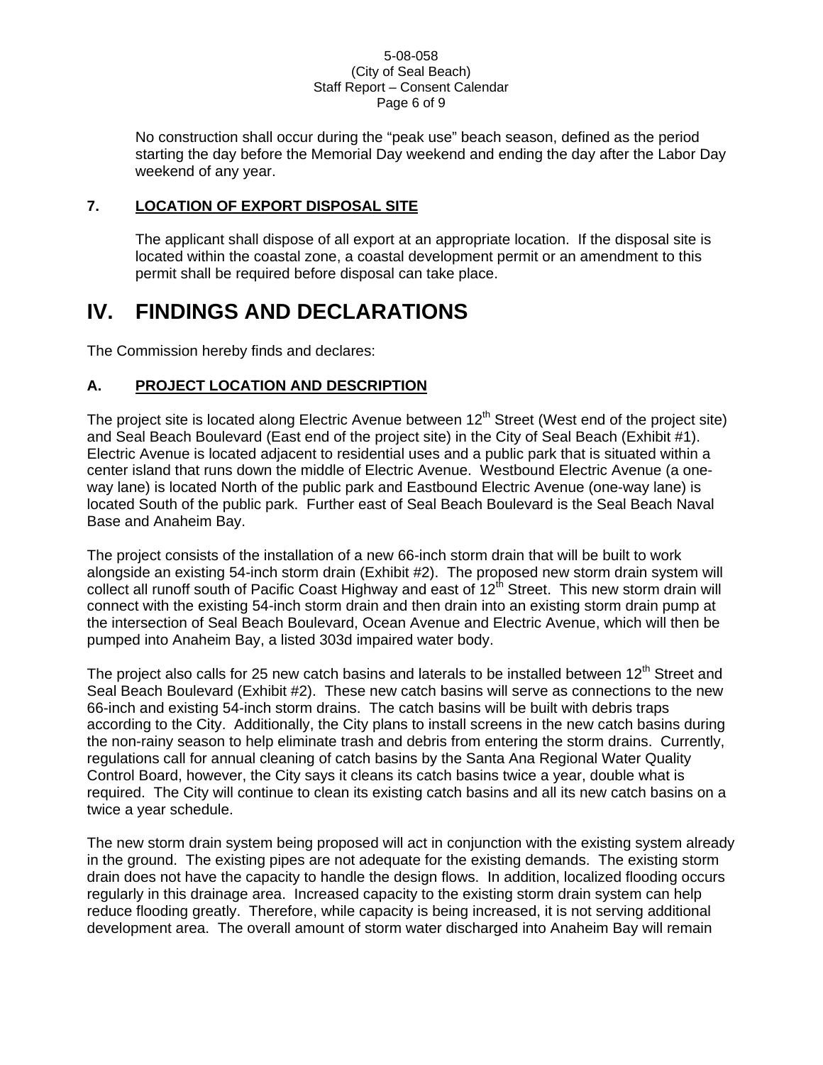No construction shall occur during the "peak use" beach season, defined as the period starting the day before the Memorial Day weekend and ending the day after the Labor Day weekend of any year.

### 7. LOCATION OF EXPORT DISPOSAL SITE

The applicant shall dispose of all export at an appropriate location. If the disposal site is located within the coastal zone, a coastal development permit or an amendment to this permit shall be required before disposal can take place.

# IV. FINDINGS AND DECLARATIONS

The Commission hereby finds and declares:

### A. PROJECT LOCATION AND DESCRIPTION

The project site is located along Electric Avenue between 12th Street (West end of the project site) and Seal Beach Boulevard (East end of the project site) in the City of Seal Beach (Exhibit #1). Electric Avenue is located adjacent to residential uses and a public park that is situated within a center island that runs down the middle of Electric Avenue. Westbound Electric Avenue (a one-way lane) is located North of the public park and Eastbound Electric Avenue (one-way lane) is located South of the public park. Further east of Seal Beach Boulevard is the Seal Beach Naval Base and Anaheim Bay.

The project consists of the installation of a new 66-inch storm drain that will be built to work alongside an existing 54-inch storm drain (Exhibit #2). The proposed new storm drain system will collect all runoff south of Pacific Coast Highway and east of 12th Street. This new storm drain will connect with the existing 54-inch storm drain and then drain into an existing storm drain pump at the intersection of Seal Beach Boulevard, Ocean Avenue and Electric Avenue, which will then be pumped into Anaheim Bay, a listed 303d impaired water body.

The project also calls for 25 new catch basins and laterals to be installed between 12th Street and Seal Beach Boulevard (Exhibit #2). These new catch basins will serve as connections to the new 66-inch and existing 54-inch storm drains. The catch basins will be built with debris traps according to the City. Additionally, the City plans to install screens in the new catch basins during the non-rainy season to help eliminate trash and debris from entering the storm drains. Currently, regulations call for annual cleaning of catch basins by the Santa Ana Regional Water Quality Control Board, however, the City says it cleans its catch basins twice a year, double what is required. The City will continue to clean its existing catch basins and all its new catch basins on a twice a year schedule.

The new storm drain system being proposed will act in conjunction with the existing system already in the ground. The existing pipes are not adequate for the existing demands. The existing storm drain does not have the capacity to handle the design flows. In addition, localized flooding occurs regularly in this drainage area. Increased capacity to the existing storm drain system can help reduce flooding greatly. Therefore, while capacity is being increased, it is not serving additional development area. The overall amount of storm water discharged into Anaheim Bay will remain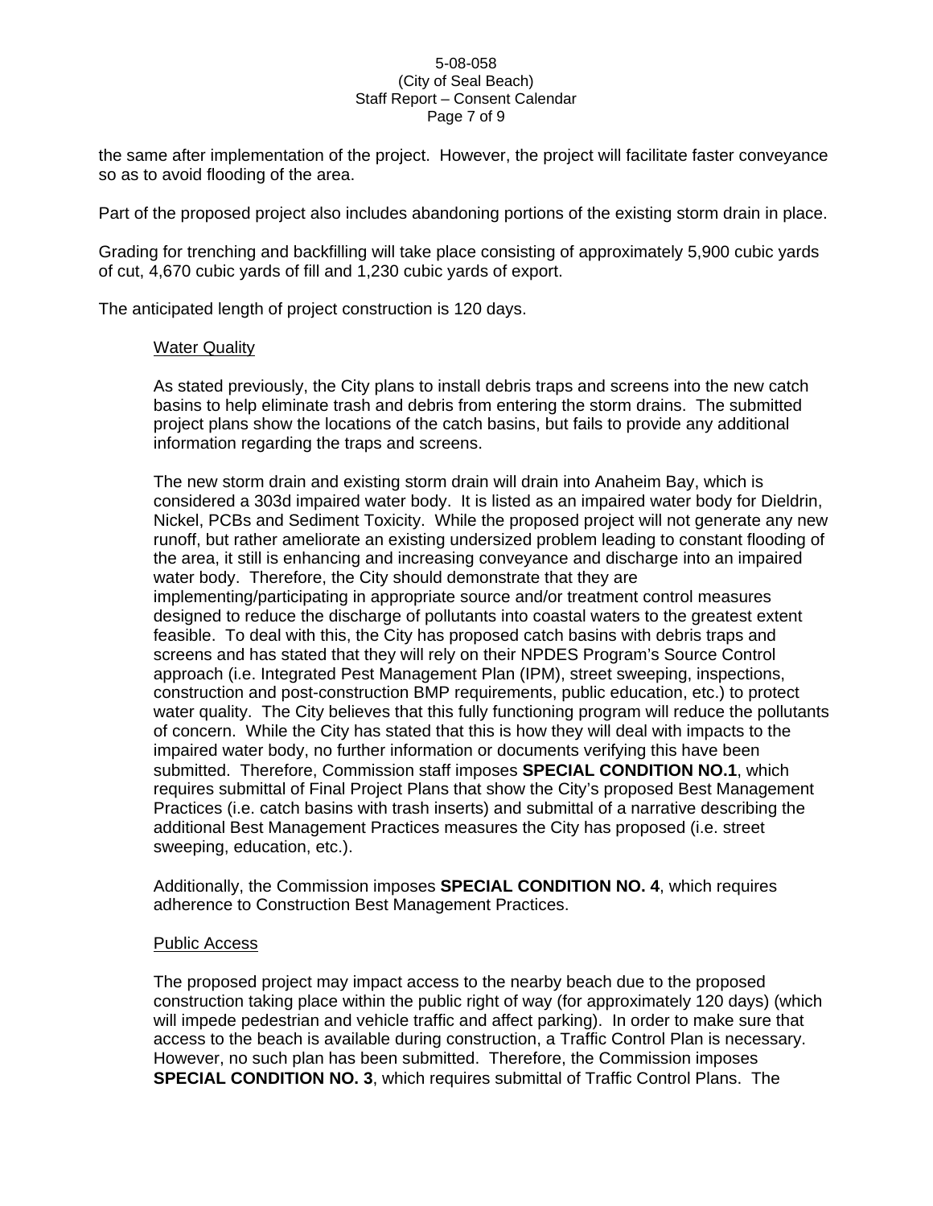the same after implementation of the project. However, the project will facilitate faster conveyance so as to avoid flooding of the area.

Part of the proposed project also includes abandoning portions of the existing storm drain in place.

Grading for trenching and backfilling will take place consisting of approximately 5,900 cubic yards of cut, 4,670 cubic yards of fill and 1,230 cubic yards of export.

The anticipated length of project construction is 120 days.

Water Quality

As stated previously, the City plans to install debris traps and screens into the new catch basins to help eliminate trash and debris from entering the storm drains. The submitted project plans show the locations of the catch basins, but fails to provide any additional information regarding the traps and screens.

The new storm drain and existing storm drain will drain into Anaheim Bay, which is considered a 303d impaired water body. It is listed as an impaired water body for Dieldrin, Nickel, PCBs and Sediment Toxicity. While the proposed project will not generate any new runoff, but rather ameliorate an existing undersized problem leading to constant flooding of the area, it still is enhancing and increasing conveyance and discharge into an impaired water body. Therefore, the City should demonstrate that they are implementing/participating in appropriate source and/or treatment control measures designed to reduce the discharge of pollutants into coastal waters to the greatest extent feasible. To deal with this, the City has proposed catch basins with debris traps and screens and has stated that they will rely on their NPDES Program's Source Control approach (i.e. Integrated Pest Management Plan (IPM), street sweeping, inspections, construction and post-construction BMP requirements, public education, etc.) to protect water quality. The City believes that this fully functioning program will reduce the pollutants of concern. While the City has stated that this is how they will deal with impacts to the impaired water body, no further information or documents verifying this have been submitted. Therefore, Commission staff imposes **SPECIAL CONDITION NO.1**, which requires submittal of Final Project Plans that show the City's proposed Best Management Practices (i.e. catch basins with trash inserts) and submittal of a narrative describing the additional Best Management Practices measures the City has proposed (i.e. street sweeping, education, etc.).

Additionally, the Commission imposes **SPECIAL CONDITION NO. 4**, which requires adherence to Construction Best Management Practices.

Public Access

The proposed project may impact access to the nearby beach due to the proposed construction taking place within the public right of way (for approximately 120 days) (which will impede pedestrian and vehicle traffic and affect parking). In order to make sure that access to the beach is available during construction, a Traffic Control Plan is necessary. However, no such plan has been submitted. Therefore, the Commission imposes **SPECIAL CONDITION NO. 3**, which requires submittal of Traffic Control Plans. The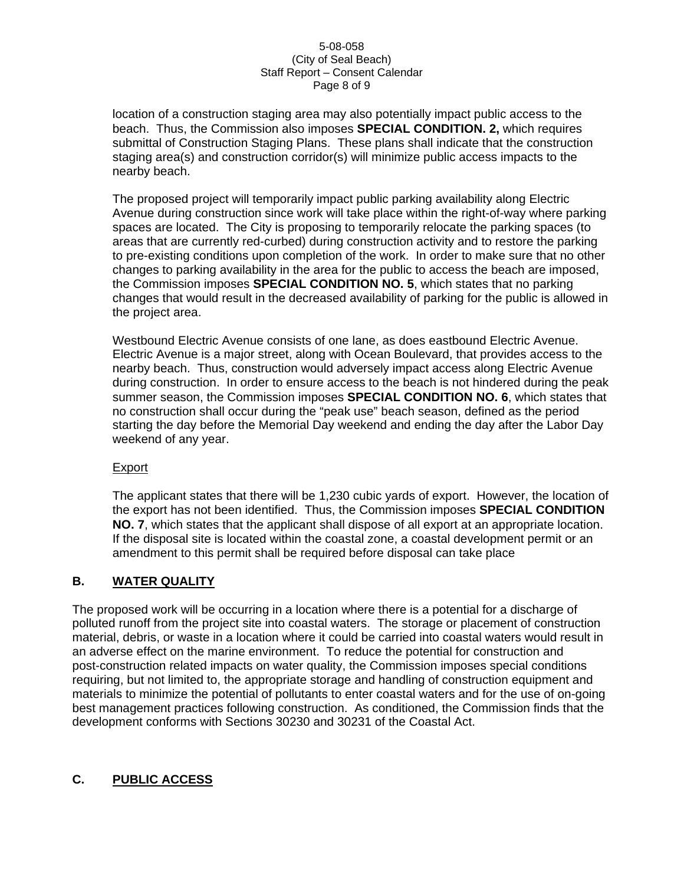location of a construction staging area may also potentially impact public access to the beach. Thus, the Commission also imposes **SPECIAL CONDITION. 2,** which requires submittal of Construction Staging Plans. These plans shall indicate that the construction staging area(s) and construction corridor(s) will minimize public access impacts to the nearby beach.

The proposed project will temporarily impact public parking availability along Electric Avenue during construction since work will take place within the right-of-way where parking spaces are located. The City is proposing to temporarily relocate the parking spaces (to areas that are currently red-curbed) during construction activity and to restore the parking to pre-existing conditions upon completion of the work. In order to make sure that no other changes to parking availability in the area for the public to access the beach are imposed, the Commission imposes **SPECIAL CONDITION NO. 5**, which states that no parking changes that would result in the decreased availability of parking for the public is allowed in the project area.

Westbound Electric Avenue consists of one lane, as does eastbound Electric Avenue. Electric Avenue is a major street, along with Ocean Boulevard, that provides access to the nearby beach. Thus, construction would adversely impact access along Electric Avenue during construction. In order to ensure access to the beach is not hindered during the peak summer season, the Commission imposes **SPECIAL CONDITION NO. 6**, which states that no construction shall occur during the "peak use" beach season, defined as the period starting the day before the Memorial Day weekend and ending the day after the Labor Day weekend of any year.

<u>Export</u>

The applicant states that there will be 1,230 cubic yards of export. However, the location of the export has not been identified. Thus, the Commission imposes **SPECIAL CONDITION NO. 7**, which states that the applicant shall dispose of all export at an appropriate location. If the disposal site is located within the coastal zone, a coastal development permit or an amendment to this permit shall be required before disposal can take place

## B. WATER QUALITY

The proposed work will be occurring in a location where there is a potential for a discharge of polluted runoff from the project site into coastal waters. The storage or placement of construction material, debris, or waste in a location where it could be carried into coastal waters would result in an adverse effect on the marine environment. To reduce the potential for construction and post-construction related impacts on water quality, the Commission imposes special conditions requiring, but not limited to, the appropriate storage and handling of construction equipment and materials to minimize the potential of pollutants to enter coastal waters and for the use of on-going best management practices following construction. As conditioned, the Commission finds that the development conforms with Sections 30230 and 30231 of the Coastal Act.

## C. PUBLIC ACCESS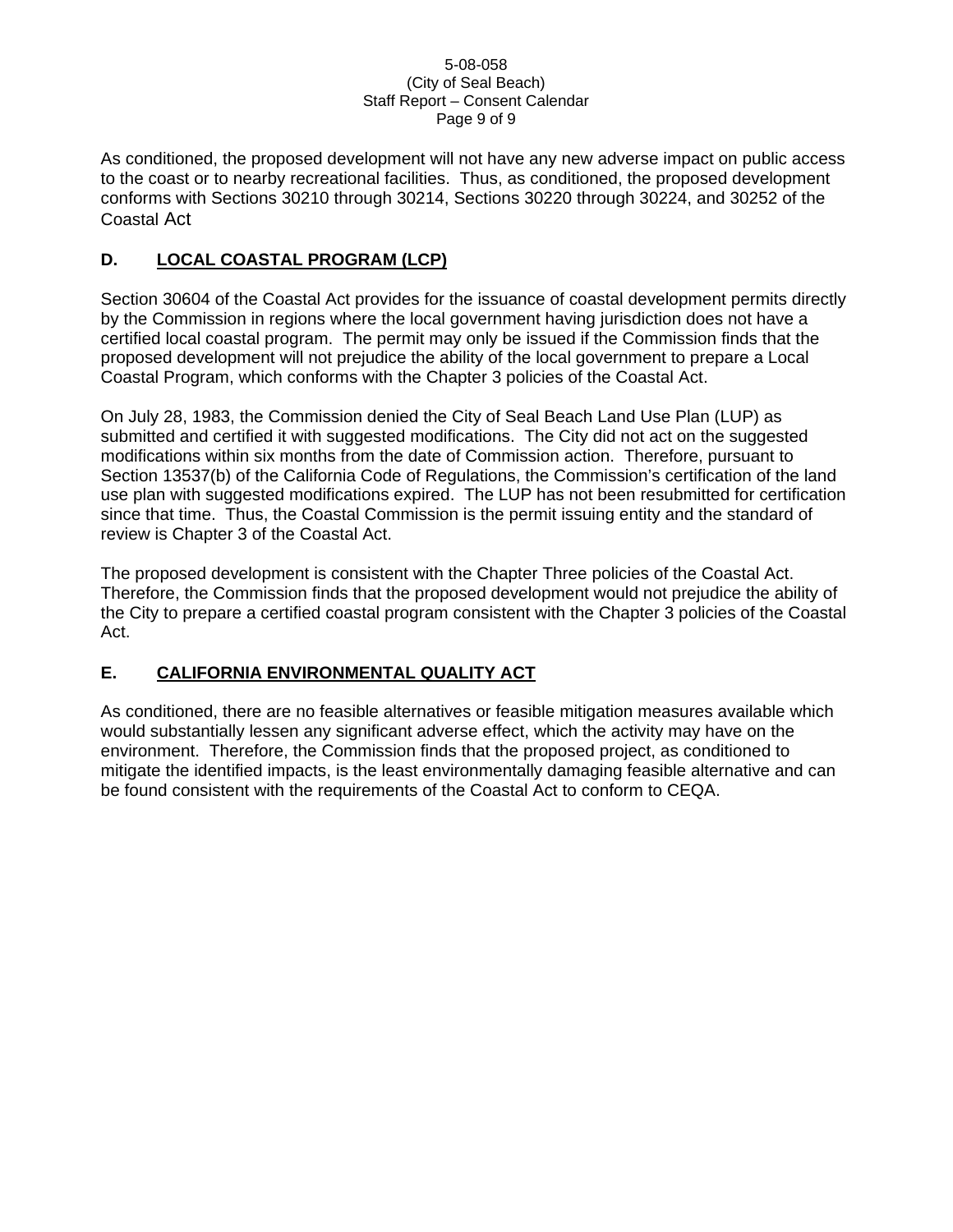As conditioned, the proposed development will not have any new adverse impact on public access to the coast or to nearby recreational facilities. Thus, as conditioned, the proposed development conforms with Sections 30210 through 30214, Sections 30220 through 30224, and 30252 of the Coastal Act

## D. LOCAL COASTAL PROGRAM (LCP)

Section 30604 of the Coastal Act provides for the issuance of coastal development permits directly by the Commission in regions where the local government having jurisdiction does not have a certified local coastal program. The permit may only be issued if the Commission finds that the proposed development will not prejudice the ability of the local government to prepare a Local Coastal Program, which conforms with the Chapter 3 policies of the Coastal Act.

On July 28, 1983, the Commission denied the City of Seal Beach Land Use Plan (LUP) as submitted and certified it with suggested modifications. The City did not act on the suggested modifications within six months from the date of Commission action. Therefore, pursuant to Section 13537(b) of the California Code of Regulations, the Commission's certification of the land use plan with suggested modifications expired. The LUP has not been resubmitted for certification since that time. Thus, the Coastal Commission is the permit issuing entity and the standard of review is Chapter 3 of the Coastal Act.

The proposed development is consistent with the Chapter Three policies of the Coastal Act. Therefore, the Commission finds that the proposed development would not prejudice the ability of the City to prepare a certified coastal program consistent with the Chapter 3 policies of the Coastal Act.

## E. CALIFORNIA ENVIRONMENTAL QUALITY ACT

As conditioned, there are no feasible alternatives or feasible mitigation measures available which would substantially lessen any significant adverse effect, which the activity may have on the environment. Therefore, the Commission finds that the proposed project, as conditioned to mitigate the identified impacts, is the least environmentally damaging feasible alternative and can be found consistent with the requirements of the Coastal Act to conform to CEQA.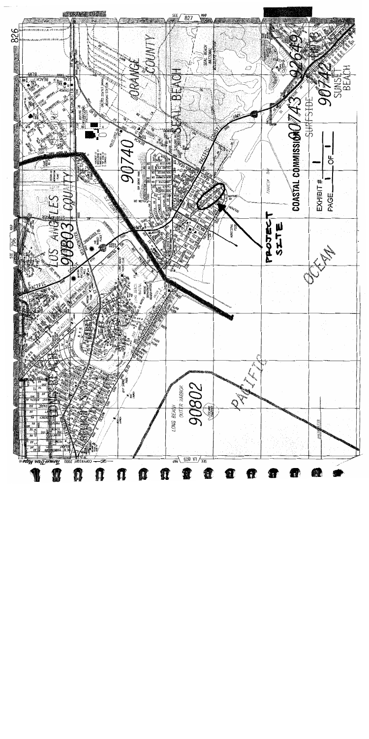PROJECT SITE

COASTAL COMMISSION

EXHIBIT # 1

PAGE 1 OF 1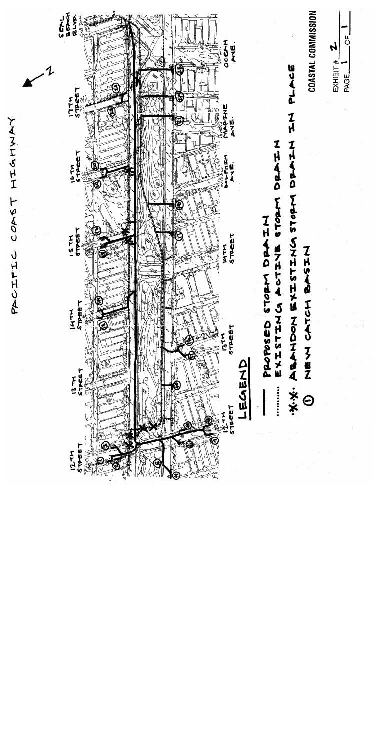PACIFIC COAST HIGHWAY

N

SEAL BEACH BLVD.

17TH STREET

16TH STREET

15TH STREET

14TH STREET

13TH STREET

12TH STREET

OCEAN AVE.

MARINE AVE.

DOLPHIN AVE.

14TH STREET

13TH STREET

12TH STREET

LEGEND

PROPOSED STORM DRAIN

EXISTING ACTIVE STORM DRAIN

ABANDON EXISTING STORM DRAIN IN PLACE

NEW CATCH BASIN

COASTAL COMMISSION

EXHIBIT # 2

PAGE 1 OF 1